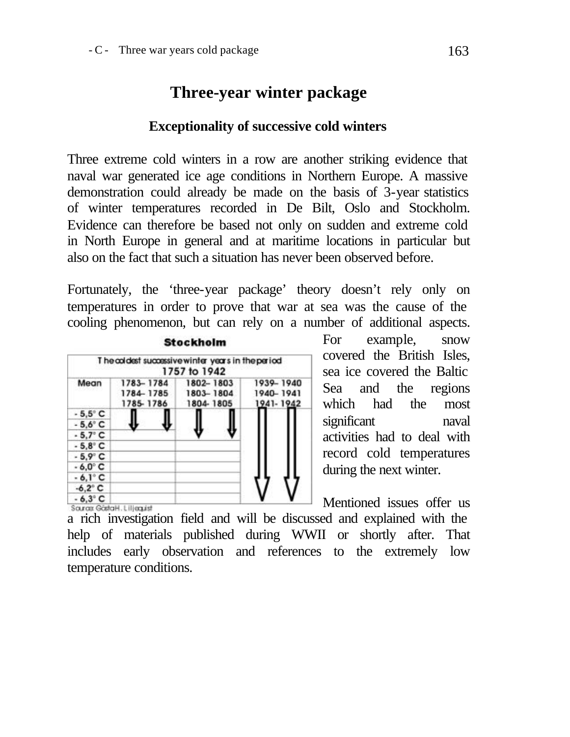# Three-year winter package

## Exceptionality of successive cold winters

Three extreme cold winters in a row are another striking evidence that naval war generated ice age conditions in Northern Europe. A massive demonstration could already be made on the basis of 3-year statistics of winter temperatures recorded in De Bilt, Oslo and Stockholm. Evidence can therefore be based not only on sudden and extreme cold in North Europe in general and at maritime locations in particular but also on the fact that such a situation has never been observed before.

Fortunately, the 'three-year package' theory doesn't rely only on temperatures in order to prove that war at sea was the cause of the cooling phenomenon, but can rely on a number of additional aspects. For example, snow covered the British Isles, sea ice covered the Baltic Sea and the regions which had the most significant naval activities had to deal with record cold temperatures during the next winter.

**Stockholm**

| The coldest successive winter years in the period 1757 to 1942 | | | |
|---|---|---|---|
| Mean | 1783–1784<br>1784–1785<br>1785-1786 | 1802–1803<br>1803–1804<br>1804-1805 | 1939–1940<br>1940–1941<br>1941-1942 |
| - 5,5° C | | | |
| - 5,6° C | | | |
| - 5,7° C | | | |
| - 5,8° C | | | |
| - 5,9° C | | | |
| - 6,0° C | | | |
| - 6,1° C | | | |
| -6,2° C | | | |
| - 6,3° C | | | |

Source: Gösta H. Liljequist

Mentioned issues offer us a rich investigation field and will be discussed and explained with the help of materials published during WWII or shortly after. That includes early observation and references to the extremely low temperature conditions.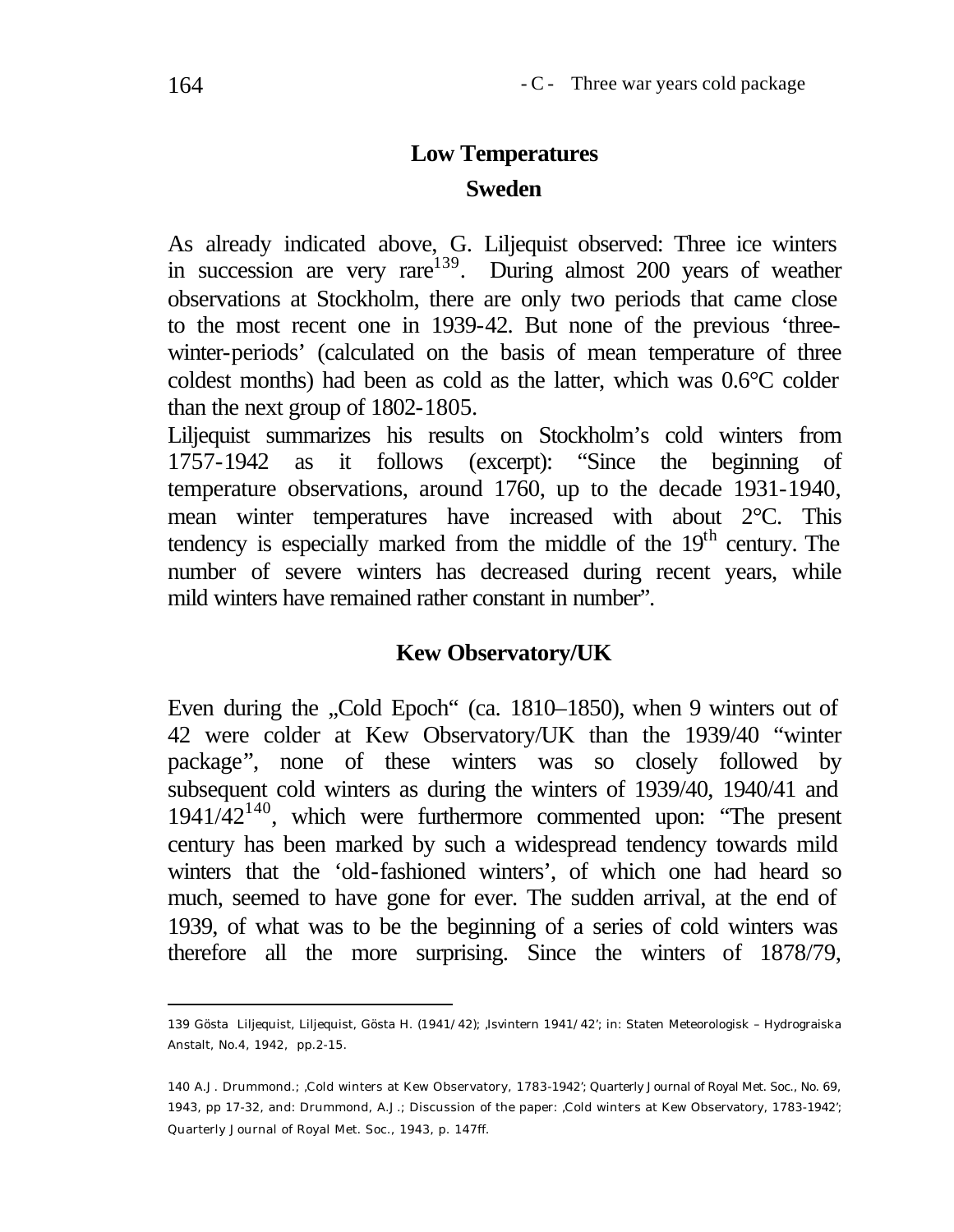## Low Temperatures

### Sweden

As already indicated above, G. Liljequist observed: Three ice winters in succession are very rare[139]. During almost 200 years of weather observations at Stockholm, there are only two periods that came close to the most recent one in 1939-42. But none of the previous 'three-winter-periods' (calculated on the basis of mean temperature of three coldest months) had been as cold as the latter, which was 0.6°C colder than the next group of 1802-1805.

Liljequist summarizes his results on Stockholm's cold winters from 1757-1942 as it follows (excerpt): "Since the beginning of temperature observations, around 1760, up to the decade 1931-1940, mean winter temperatures have increased with about 2°C. This tendency is especially marked from the middle of the 19th century. The number of severe winters has decreased during recent years, while mild winters have remained rather constant in number".

### Kew Observatory/UK

Even during the „Cold Epoch" (ca. 1810–1850), when 9 winters out of 42 were colder at Kew Observatory/UK than the 1939/40 "winter package", none of these winters was so closely followed by subsequent cold winters as during the winters of 1939/40, 1940/41 and 1941/42[140], which were furthermore commented upon: "The present century has been marked by such a widespread tendency towards mild winters that the 'old-fashioned winters', of which one had heard so much, seemed to have gone for ever. The sudden arrival, at the end of 1939, of what was to be the beginning of a series of cold winters was therefore all the more surprising. Since the winters of 1878/79,

---

139 Gösta Liljequist, Liljequist, Gösta H. (1941/42); ‚Isvintern 1941/42'; in: Staten Meteorologisk – Hydrograiska Anstalt, No.4, 1942, pp.2-15.

140 A.J. Drummond.; ‚Cold winters at Kew Observatory, 1783-1942'; Quarterly Journal of Royal Met. Soc., No. 69, 1943, pp 17-32, and: Drummond, A.J.; Discussion of the paper: ‚Cold winters at Kew Observatory, 1783-1942'; Quarterly Journal of Royal Met. Soc., 1943, p. 147ff.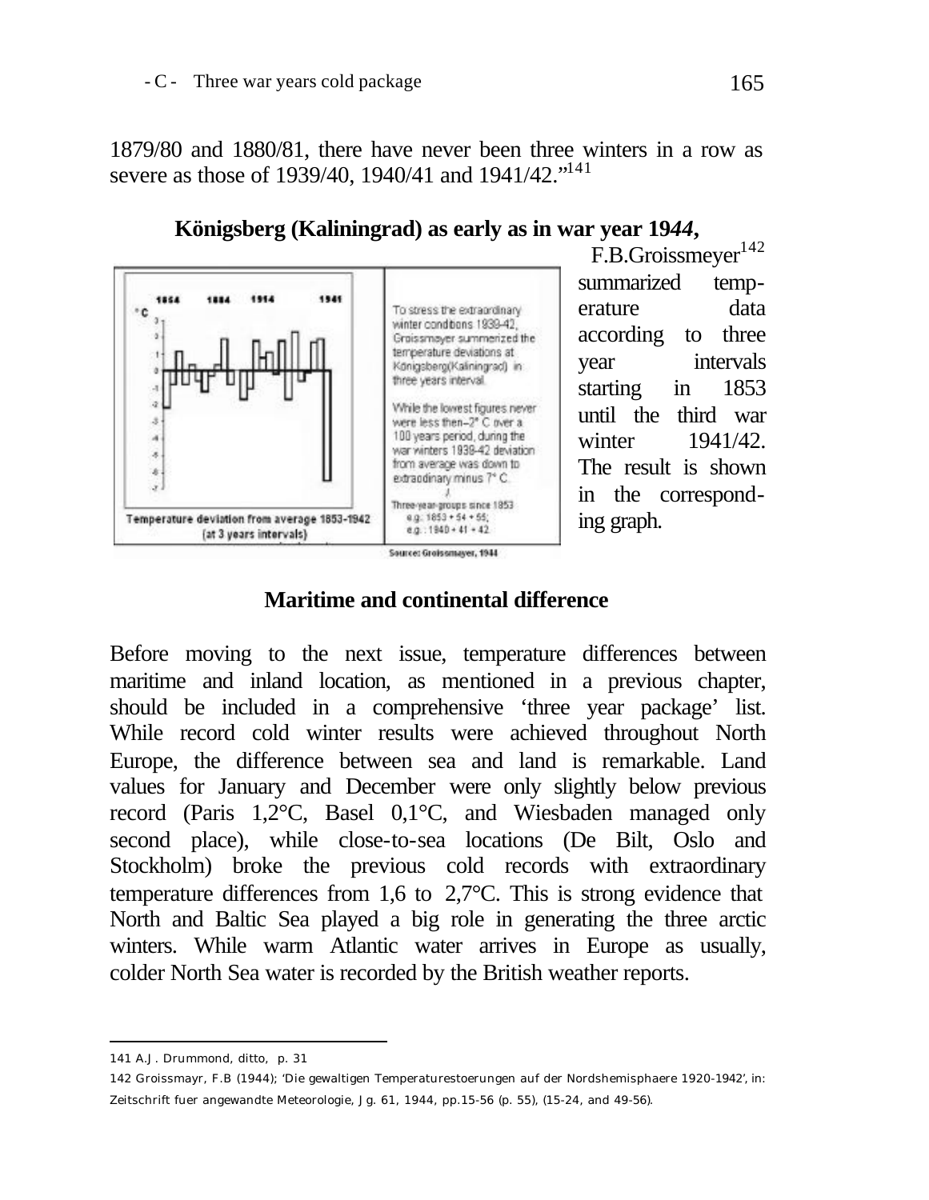1879/80 and 1880/81, there have never been three winters in a row as severe as those of 1939/40, 1940/41 and 1941/42."[141]

**Königsberg (Kaliningrad) as early as in war year 19*44*,**

F.B.Groissmeyer[142] summarized temperature data according to three year intervals starting in 1853 until the third war winter 1941/42. The result is shown in the corresponding graph.

## Maritime and continental difference

Before moving to the next issue, temperature differences between maritime and inland location, as mentioned in a previous chapter, should be included in a comprehensive 'three year package' list. While record cold winter results were achieved throughout North Europe, the difference between sea and land is remarkable. Land values for January and December were only slightly below previous record (Paris 1,2°C, Basel 0,1°C, and Wiesbaden managed only second place), while close-to-sea locations (De Bilt, Oslo and Stockholm) broke the previous cold records with extraordinary temperature differences from 1,6 to 2,7°C. This is strong evidence that North and Baltic Sea played a big role in generating the three arctic winters. While warm Atlantic water arrives in Europe as usually, colder North Sea water is recorded by the British weather reports.

---

141 A.J. Drummond, ditto, p. 31

142 Groissmayr, F.B (1944); 'Die gewaltigen Temperaturestoerungen auf der Nordshemisphaere 1920-1942', in: Zeitschrift fuer angewandte Meteorologie, Jg. 61, 1944, pp.15-56 (p. 55), (15-24, and 49-56).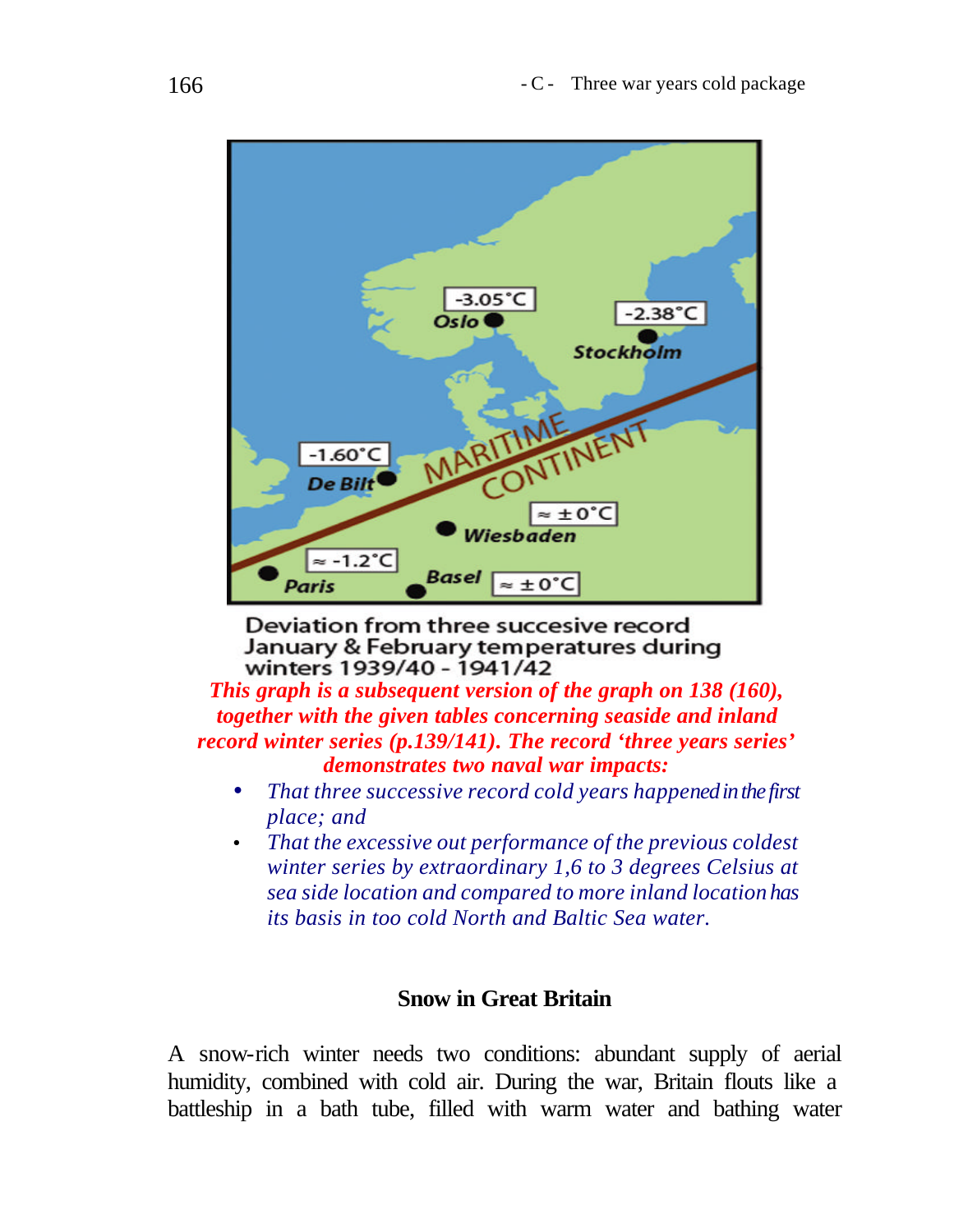Deviation from three succesive record January & February temperatures during winters 1939/40 - 1941/42

***This graph is a subsequent version of the graph on 138 (160), together with the given tables concerning seaside and inland record winter series (p.139/141). The record 'three years series' demonstrates two naval war impacts:***

- *That three successive record cold years happened in the first place; and*
- *That the excessive out performance of the previous coldest winter series by extraordinary 1,6 to 3 degrees Celsius at sea side location and compared to more inland location has its basis in too cold North and Baltic Sea water.*

## Snow in Great Britain

A snow-rich winter needs two conditions: abundant supply of aerial humidity, combined with cold air. During the war, Britain flouts like a battleship in a bath tube, filled with warm water and bathing water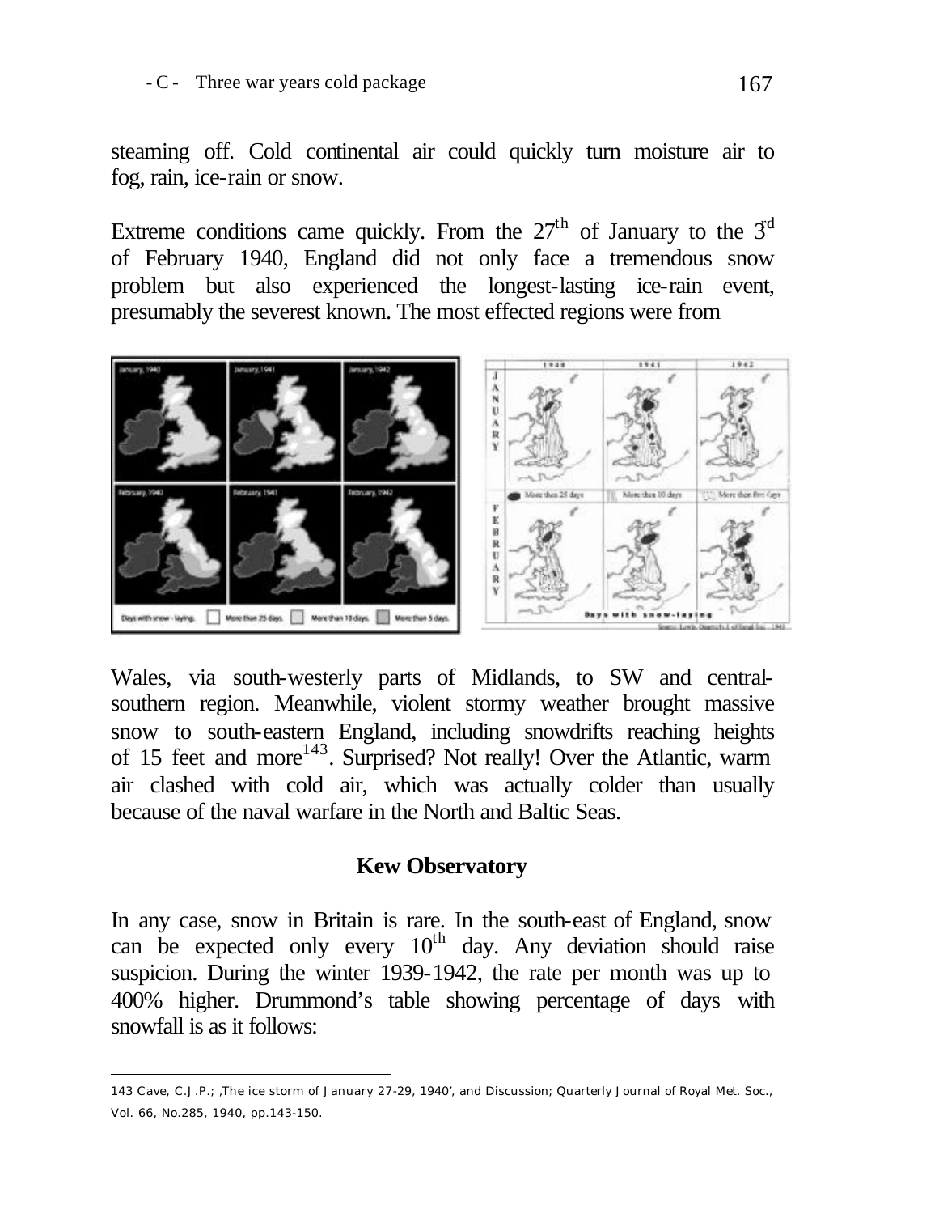steaming off. Cold continental air could quickly turn moisture air to fog, rain, ice-rain or snow.

Extreme conditions came quickly. From the 27th of January to the 3rd of February 1940, England did not only face a tremendous snow problem but also experienced the longest-lasting ice-rain event, presumably the severest known. The most effected regions were from Wales, via south-westerly parts of Midlands, to SW and central-southern region. Meanwhile, violent stormy weather brought massive snow to south-eastern England, including snowdrifts reaching heights of 15 feet and more[143]. Surprised? Not really! Over the Atlantic, warm air clashed with cold air, which was actually colder than usually because of the naval warfare in the North and Baltic Seas.

## Kew Observatory

In any case, snow in Britain is rare. In the south-east of England, snow can be expected only every 10th day. Any deviation should raise suspicion. During the winter 1939-1942, the rate per month was up to 400% higher. Drummond's table showing percentage of days with snowfall is as it follows:

143 Cave, C.J.P.; ,The ice storm of January 27-29, 1940', and Discussion; Quarterly Journal of Royal Met. Soc., Vol. 66, No.285, 1940, pp.143-150.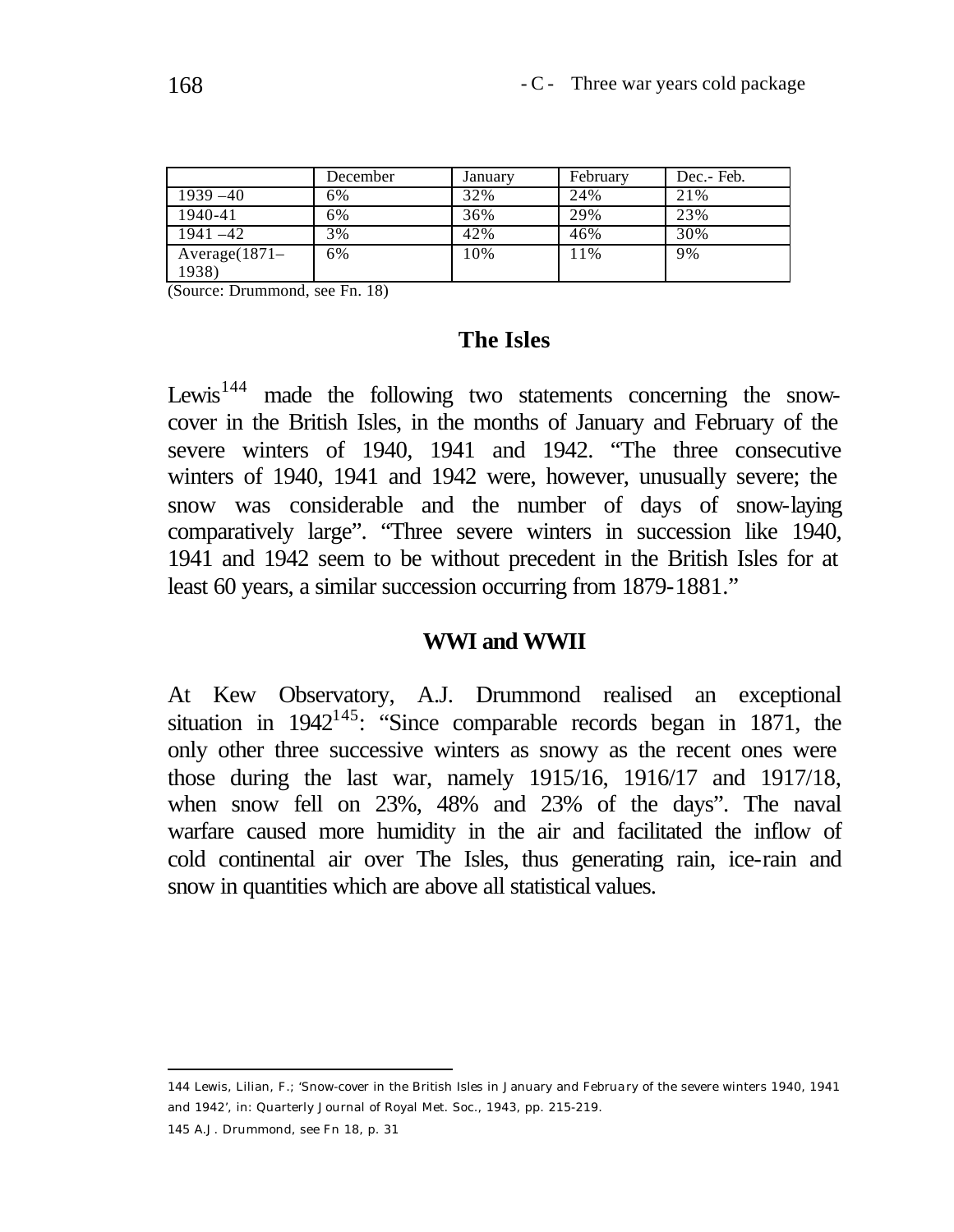| | December | January | February | Dec.- Feb. |
|---|---|---|---|---|
| 1939 –40 | 6% | 32% | 24% | 21% |
| 1940-41 | 6% | 36% | 29% | 23% |
| 1941 –42 | 3% | 42% | 46% | 30% |
| Average(1871–1938) | 6% | 10% | 11% | 9% |

(Source: Drummond, see Fn. 18)

## The Isles

Lewis[144] made the following two statements concerning the snow-cover in the British Isles, in the months of January and February of the severe winters of 1940, 1941 and 1942. "The three consecutive winters of 1940, 1941 and 1942 were, however, unusually severe; the snow was considerable and the number of days of snow-laying comparatively large". "Three severe winters in succession like 1940, 1941 and 1942 seem to be without precedent in the British Isles for at least 60 years, a similar succession occurring from 1879-1881."

## WWI and WWII

At Kew Observatory, A.J. Drummond realised an exceptional situation in 1942[145]: "Since comparable records began in 1871, the only other three successive winters as snowy as the recent ones were those during the last war, namely 1915/16, 1916/17 and 1917/18, when snow fell on 23%, 48% and 23% of the days". The naval warfare caused more humidity in the air and facilitated the inflow of cold continental air over The Isles, thus generating rain, ice-rain and snow in quantities which are above all statistical values.

---

144 Lewis, Lilian, F.; 'Snow-cover in the British Isles in January and February of the severe winters 1940, 1941 and 1942', in: Quarterly Journal of Royal Met. Soc., 1943, pp. 215-219.

145 A.J. Drummond, see Fn 18, p. 31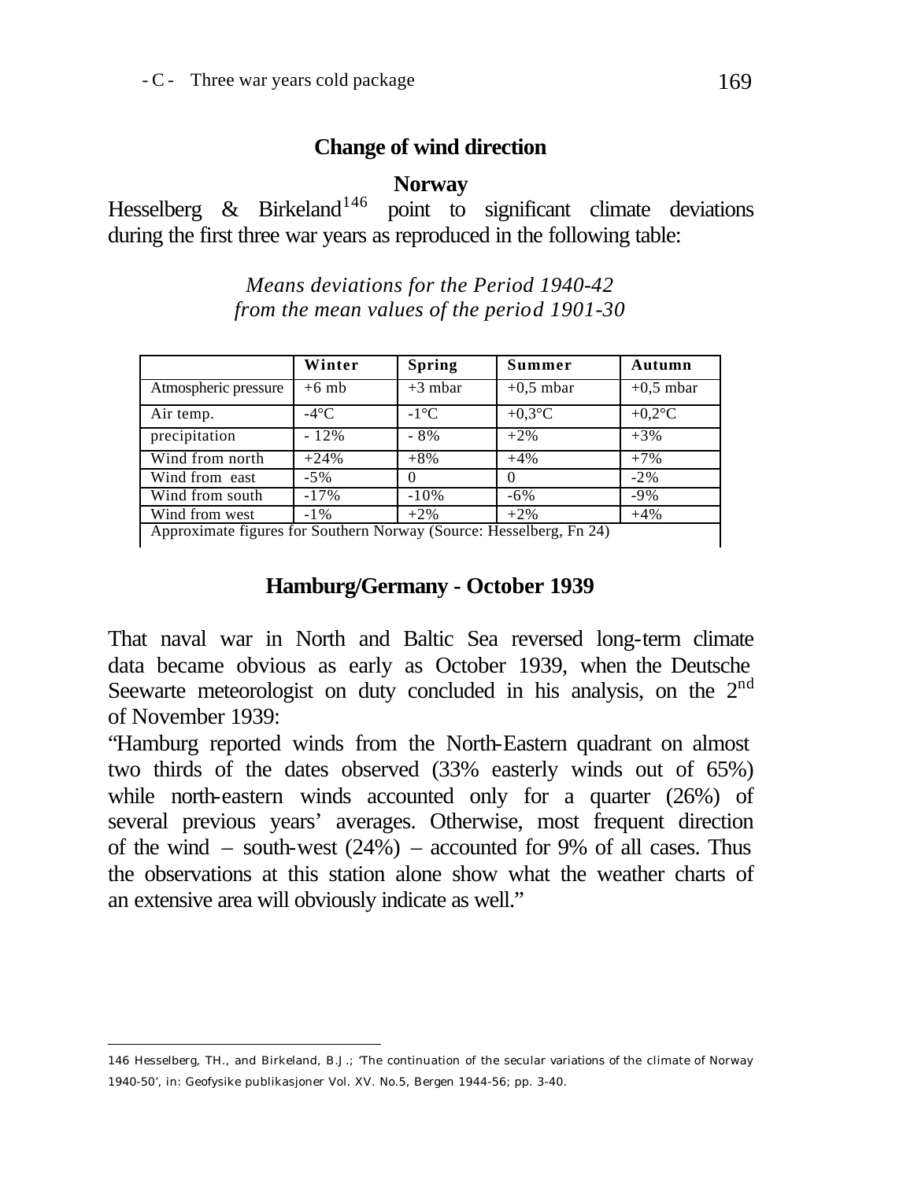## Change of wind direction

### Norway

Hesselberg & Birkeland[146] point to significant climate deviations during the first three war years as reproduced in the following table:

*Means deviations for the Period 1940-42*
*from the mean values of the period 1901-30*

| | Winter | Spring | Summer | Autumn |
|---|---|---|---|---|
| Atmospheric pressure | +6 mb | +3 mbar | +0,5 mbar | +0,5 mbar |
| Air temp. | -4°C | -1°C | +0,3°C | +0,2°C |
| precipitation | - 12% | - 8% | +2% | +3% |
| Wind from north | +24% | +8% | +4% | +7% |
| Wind from east | -5% | 0 | 0 | -2% |
| Wind from south | -17% | -10% | -6% | -9% |
| Wind from west | -1% | +2% | +2% | +4% |
| Approximate figures for Southern Norway (Source: Hesselberg, Fn 24) | | | | |

### Hamburg/Germany - October 1939

That naval war in North and Baltic Sea reversed long-term climate data became obvious as early as October 1939, when the Deutsche Seewarte meteorologist on duty concluded in his analysis, on the 2nd of November 1939:

"Hamburg reported winds from the North-Eastern quadrant on almost two thirds of the dates observed (33% easterly winds out of 65%) while north-eastern winds accounted only for a quarter (26%) of several previous years' averages. Otherwise, most frequent direction of the wind – south-west (24%) – accounted for 9% of all cases. Thus the observations at this station alone show what the weather charts of an extensive area will obviously indicate as well."

146 Hesselberg, TH., and Birkeland, B.J.; 'The continuation of the secular variations of the climate of Norway 1940-50', in: Geofysike publikasjoner Vol. XV. No.5, Bergen 1944-56; pp. 3-40.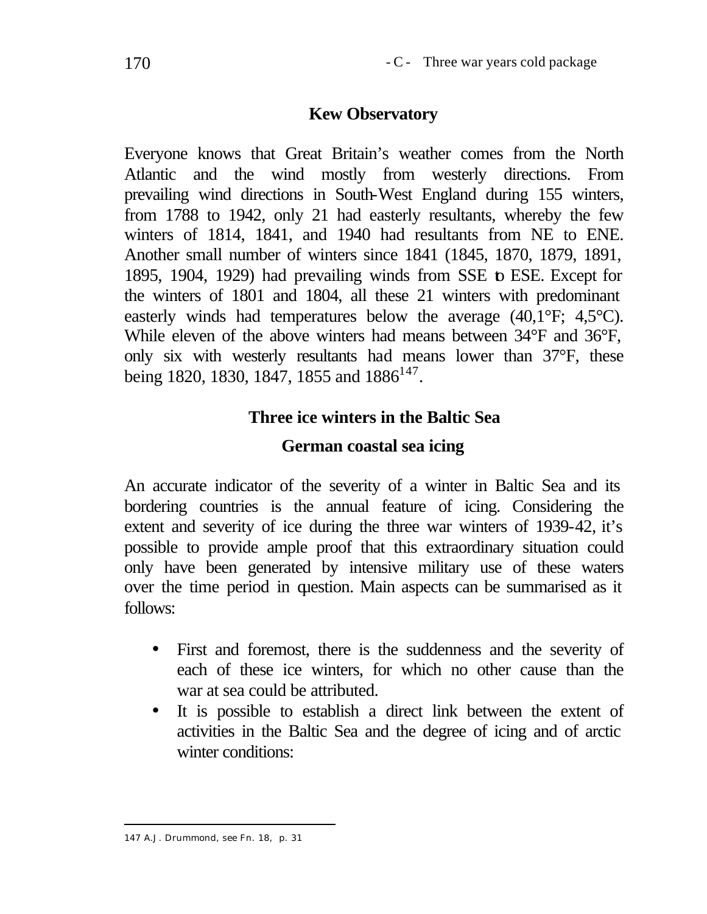## Kew Observatory

Everyone knows that Great Britain's weather comes from the North Atlantic and the wind mostly from westerly directions. From prevailing wind directions in South-West England during 155 winters, from 1788 to 1942, only 21 had easterly resultants, whereby the few winters of 1814, 1841, and 1940 had resultants from NE to ENE. Another small number of winters since 1841 (1845, 1870, 1879, 1891, 1895, 1904, 1929) had prevailing winds from SSE to ESE. Except for the winters of 1801 and 1804, all these 21 winters with predominant easterly winds had temperatures below the average (40,1°F; 4,5°C). While eleven of the above winters had means between 34°F and 36°F, only six with westerly resultants had means lower than 37°F, these being 1820, 1830, 1847, 1855 and 1886[147].

## Three ice winters in the Baltic Sea

### German coastal sea icing

An accurate indicator of the severity of a winter in Baltic Sea and its bordering countries is the annual feature of icing. Considering the extent and severity of ice during the three war winters of 1939-42, it's possible to provide ample proof that this extraordinary situation could only have been generated by intensive military use of these waters over the time period in question. Main aspects can be summarised as it follows:

- First and foremost, there is the suddenness and the severity of each of these ice winters, for which no other cause than the war at sea could be attributed.
- It is possible to establish a direct link between the extent of activities in the Baltic Sea and the degree of icing and of arctic winter conditions:

---

147 A.J. Drummond, see Fn. 18, p. 31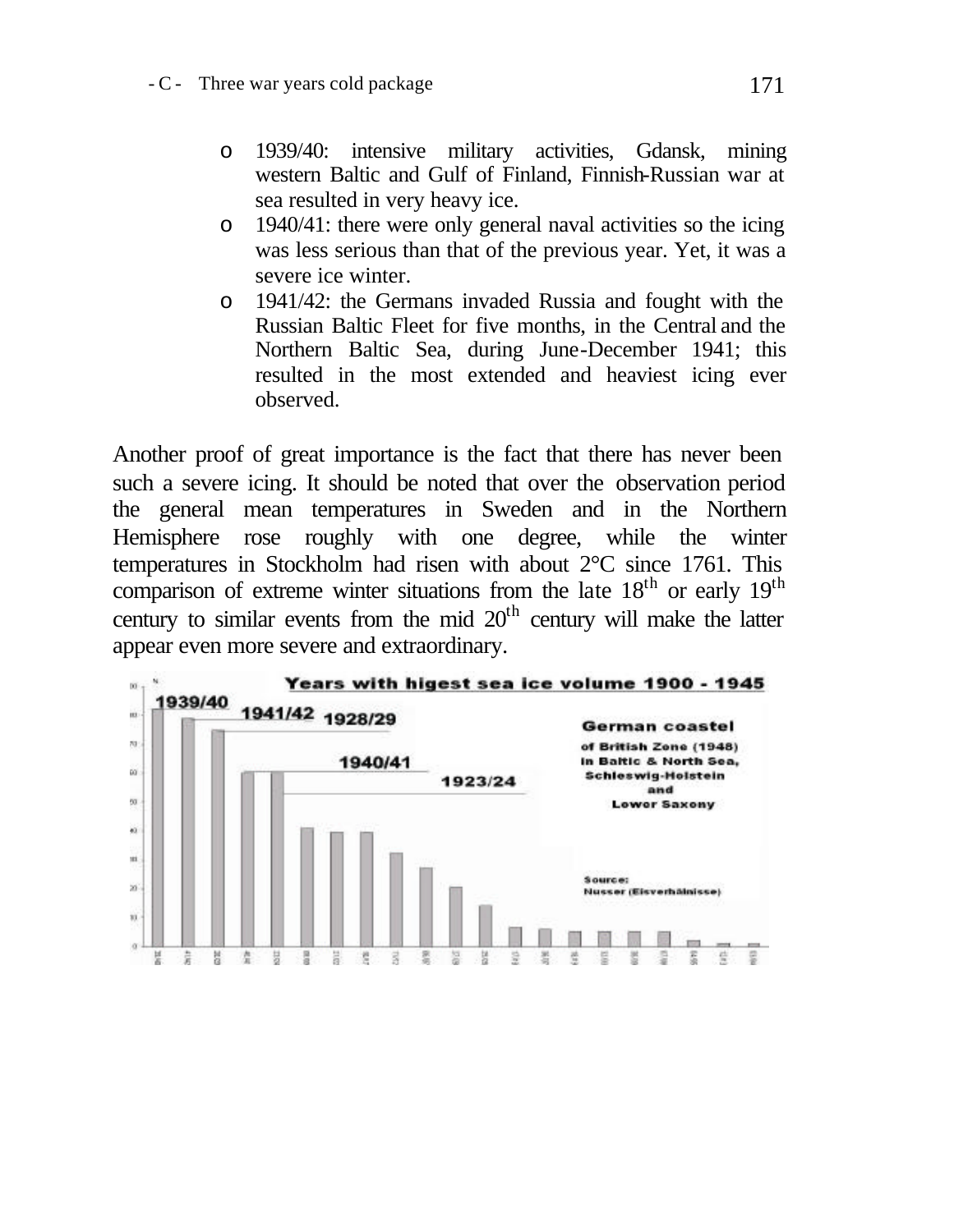- 1939/40: intensive military activities, Gdansk, mining western Baltic and Gulf of Finland, Finnish-Russian war at sea resulted in very heavy ice.
- 1940/41: there were only general naval activities so the icing was less serious than that of the previous year. Yet, it was a severe ice winter.
- 1941/42: the Germans invaded Russia and fought with the Russian Baltic Fleet for five months, in the Central and the Northern Baltic Sea, during June-December 1941; this resulted in the most extended and heaviest icing ever observed.

Another proof of great importance is the fact that there has never been such a severe icing. It should be noted that over the observation period the general mean temperatures in Sweden and in the Northern Hemisphere rose roughly with one degree, while the winter temperatures in Stockholm had risen with about 2°C since 1761. This comparison of extreme winter situations from the late 18th or early 19th century to similar events from the mid 20th century will make the latter appear even more severe and extraordinary.

Years with higest sea ice volume 1900 - 1945

1939/40 — 1941/42 — 1928/29 — 1940/41 — 1923/24

German coastel of British Zone (1948) in Baltic & North Sea, Schleswig-Holstein and Lower Saxony

Source: Nusser (Eisverhältnisse)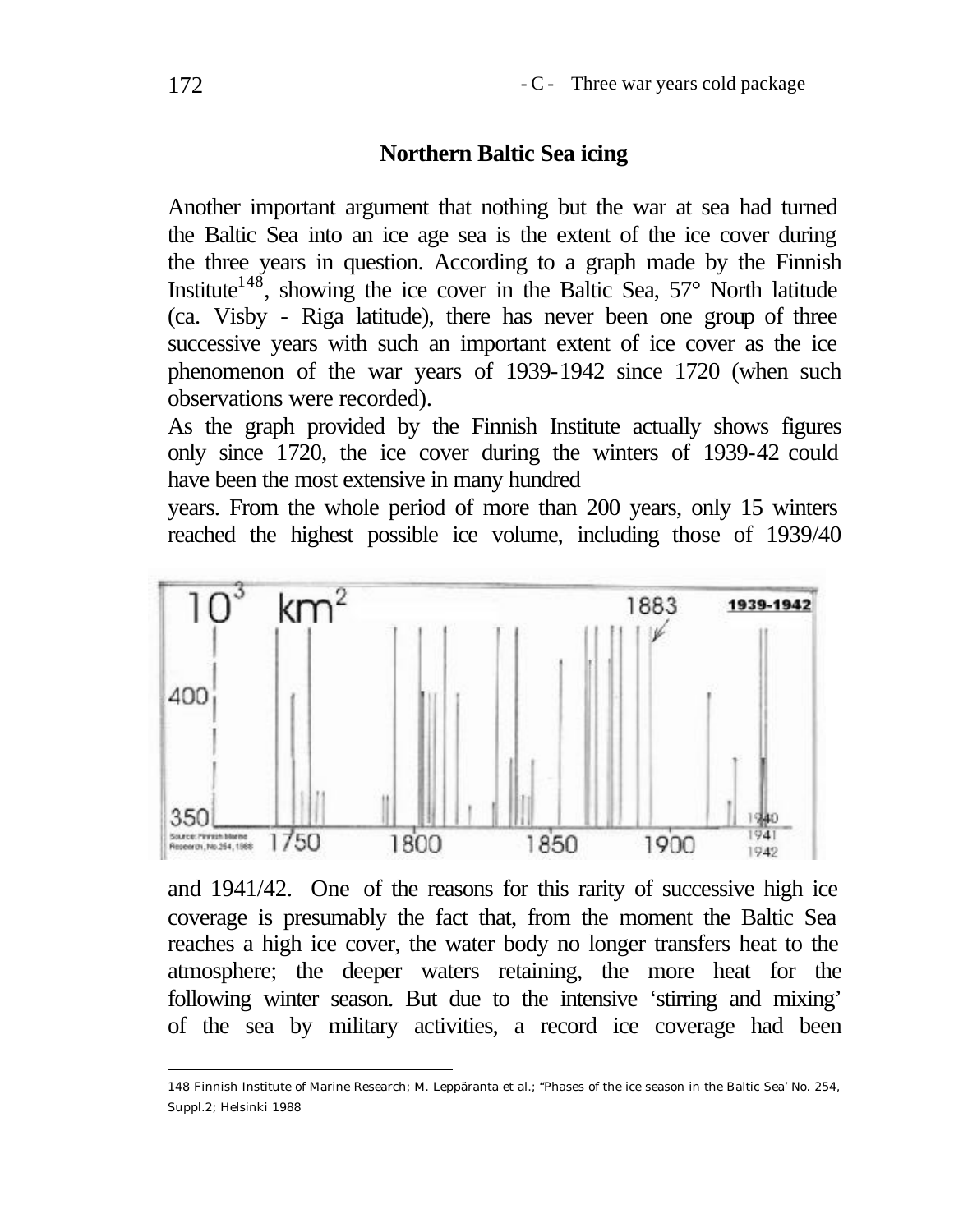## Northern Baltic Sea icing

Another important argument that nothing but the war at sea had turned the Baltic Sea into ice age sea is the extent of the ice cover during the three years in question. According to a graph made by the Finnish Institute[148], showing the ice cover in the Baltic Sea, 57° North latitude (ca. Visby - Riga latitude), there has never been one group of three successive years with such an important extent of ice cover as the ice phenomenon of the war years of 1939-1942 since 1720 (when such observations were recorded).

As the graph provided by the Finnish Institute actually shows figures only since 1720, the ice cover during the winters of 1939-42 could have been the most extensive in many hundred years. From the whole period of more than 200 years, only 15 winters reached the highest possible ice volume, including those of 1939/40 and 1941/42. One of the reasons for this rarity of successive high ice coverage is presumably the fact that, from the moment the Baltic Sea reaches a high ice cover, the water body no longer transfers heat to the atmosphere; the deeper waters retaining, the more heat for the following winter season. But due to the intensive 'stirring and mixing' of the sea by military activities, a record ice coverage had been

---

148 Finnish Institute of Marine Research; M. Leppäranta et al.; "Phases of the ice season in the Baltic Sea' No. 254, Suppl.2; Helsinki 1988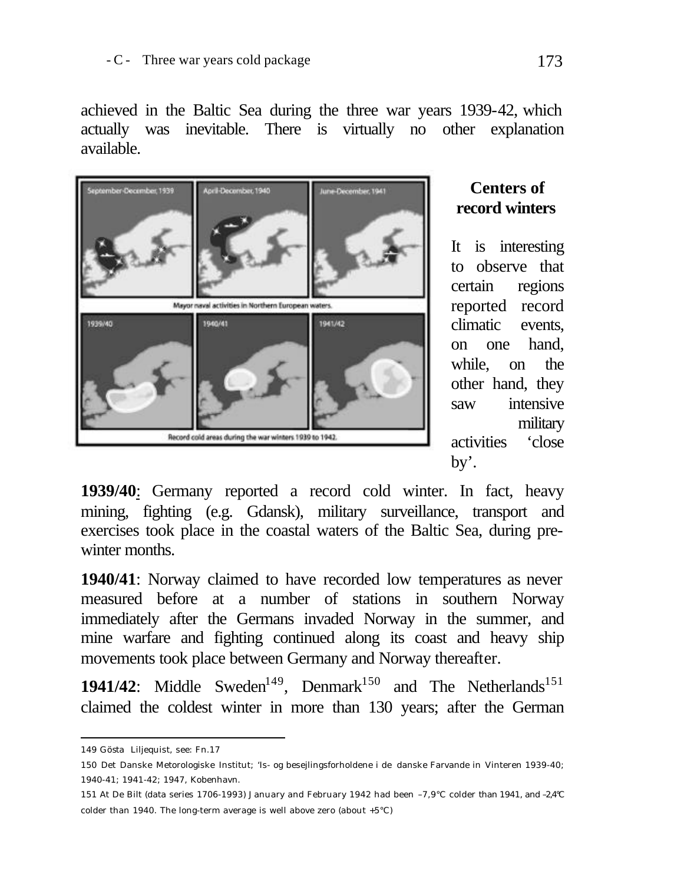achieved in the Baltic Sea during the three war years 1939-42, which actually was inevitable. There is virtually no other explanation available.

Mayor naval activities in Northern European waters.

Record cold areas during the war winters 1939 to 1942.

### Centers of record winters

It is interesting to observe that certain regions reported record climatic events, on one hand, while, on the other hand, they saw intensive military activities 'close by'.

**1939/40**: Germany reported a record cold winter. In fact, heavy mining, fighting (e.g. Gdansk), military surveillance, transport and exercises took place in the coastal waters of the Baltic Sea, during pre-winter months.

**1940/41**: Norway claimed to have recorded low temperatures as never measured before at a number of stations in southern Norway immediately after the Germans invaded Norway in the summer, and mine warfare and fighting continued along its coast and heavy ship movements took place between Germany and Norway thereafter.

**1941/42**: Middle Sweden[149], Denmark[150] and The Netherlands[151] claimed the coldest winter in more than 130 years; after the German

---

149 Gösta Liljequist, see: Fn.17

150 Det Danske Metorologiske Institut; 'Is- og besejlingsforholdene i de danske Farvande in Vinteren 1939-40; 1940-41; 1941-42; 1947, Kobenhavn.

151 At De Bilt (data series 1706-1993) January and February 1942 had been –7,9°C colder than 1941, and –2,4°C colder than 1940. The long-term average is well above zero (about +5°C)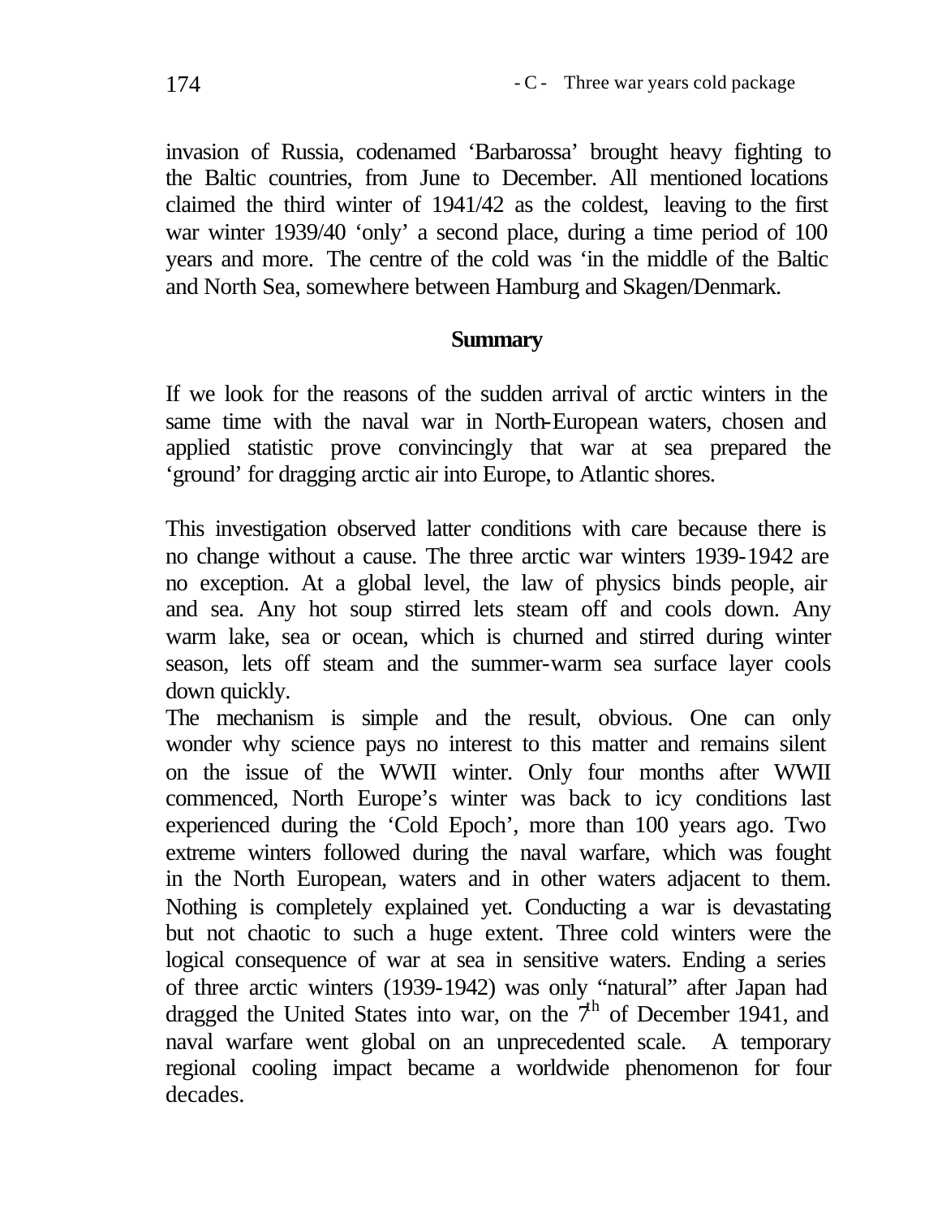invasion of Russia, codenamed ‘Barbarossa’ brought heavy fighting to the Baltic countries, from June to December. All mentioned locations claimed the third winter of 1941/42 as the coldest, leaving to the first war winter 1939/40 ‘only’ a second place, during a time period of 100 years and more. The centre of the cold was ‘in the middle of the Baltic and North Sea, somewhere between Hamburg and Skagen/Denmark.

## Summary

If we look for the reasons of the sudden arrival of arctic winters in the same time with the naval war in North-European waters, chosen and applied statistic prove convincingly that war at sea prepared the ‘ground’ for dragging arctic air into Europe, to Atlantic shores.

This investigation observed latter conditions with care because there is no change without a cause. The three arctic war winters 1939-1942 are no exception. At a global level, the law of physics binds people, air and sea. Any hot soup stirred lets steam off and cools down. Any warm lake, sea or ocean, which is churned and stirred during winter season, lets off steam and the summer-warm sea surface layer cools down quickly.

The mechanism is simple and the result, obvious. One can only wonder why science pays no interest to this matter and remains silent on the issue of the WWII winter. Only four months after WWII commenced, North Europe’s winter was back to icy conditions last experienced during the ‘Cold Epoch’, more than 100 years ago. Two extreme winters followed during the naval warfare, which was fought in the North European, waters and in other waters adjacent to them. Nothing is completely explained yet. Conducting a war is devastating but not chaotic to such a huge extent. Three cold winters were the logical consequence of war at sea in sensitive waters. Ending a series of three arctic winters (1939-1942) was only “natural” after Japan had dragged the United States into war, on the 7th of December 1941, and naval warfare went global on an unprecedented scale. A temporary regional cooling impact became a worldwide phenomenon for four decades.